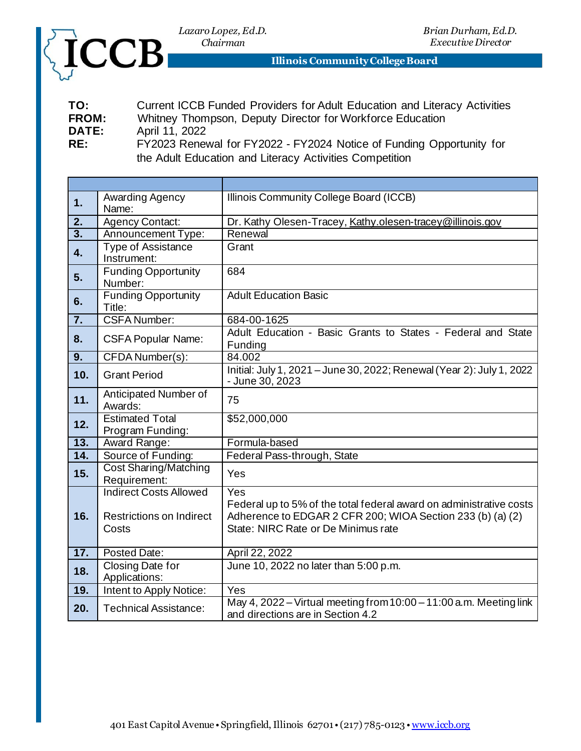*Lazaro Lopez, Ed.D.*
*Chairman*

*Brian Durham, Ed.D.*
*Executive Director*

**ICCB**

**Illinois Community College Board**

**TO:** Current ICCB Funded Providers for Adult Education and Literacy Activities
**FROM:** Whitney Thompson, Deputy Director for Workforce Education
**DATE:** April 11, 2022
**RE:** FY2023 Renewal for FY2022 - FY2024 Notice of Funding Opportunity for the Adult Education and Literacy Activities Competition

| | | |
|---|---|---|
| **1.** | Awarding Agency Name: | Illinois Community College Board (ICCB) |
| **2.** | Agency Contact: | Dr. Kathy Olesen-Tracey, Kathy.olesen-tracey@illinois.gov |
| **3.** | Announcement Type: | Renewal |
| **4.** | Type of Assistance Instrument: | Grant |
| **5.** | Funding Opportunity Number: | 684 |
| **6.** | Funding Opportunity Title: | Adult Education Basic |
| **7.** | CSFA Number: | 684-00-1625 |
| **8.** | CSFA Popular Name: | Adult Education - Basic Grants to States - Federal and State Funding |
| **9.** | CFDA Number(s): | 84.002 |
| **10.** | Grant Period | Initial: July 1, 2021 – June 30, 2022; Renewal (Year 2): July 1, 2022 - June 30, 2023 |
| **11.** | Anticipated Number of Awards: | 75 |
| **12.** | Estimated Total Program Funding: | $52,000,000 |
| **13.** | Award Range: | Formula-based |
| **14.** | Source of Funding: | Federal Pass-through, State |
| **15.** | Cost Sharing/Matching Requirement: | Yes |
| **16.** | Indirect Costs Allowed<br><br>Restrictions on Indirect Costs | Yes<br>Federal up to 5% of the total federal award on administrative costs Adherence to EDGAR 2 CFR 200; WIOA Section 233 (b) (a) (2)<br>State: NIRC Rate or De Minimus rate |
| **17.** | Posted Date: | April 22, 2022 |
| **18.** | Closing Date for Applications: | June 10, 2022 no later than 5:00 p.m. |
| **19.** | Intent to Apply Notice: | Yes |
| **20.** | Technical Assistance: | May 4, 2022 – Virtual meeting from 10:00 – 11:00 a.m. Meeting link and directions are in Section 4.2 |

401 East Capitol Avenue • Springfield, Illinois 62701 • (217) 785-0123 • www.iccb.org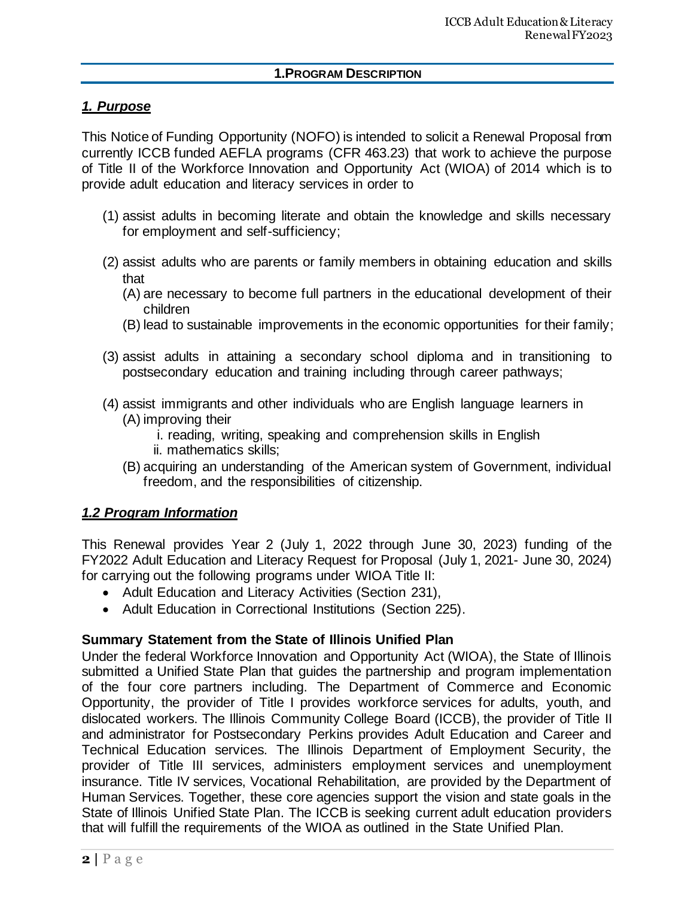## 1.PROGRAM DESCRIPTION

### *1. Purpose*

This Notice of Funding Opportunity (NOFO) is intended to solicit a Renewal Proposal from currently ICCB funded AEFLA programs (CFR 463.23) that work to achieve the purpose of Title II of the Workforce Innovation and Opportunity Act (WIOA) of 2014 which is to provide adult education and literacy services in order to

(1) assist adults in becoming literate and obtain the knowledge and skills necessary for employment and self-sufficiency;

(2) assist adults who are parents or family members in obtaining education and skills that
   - (A) are necessary to become full partners in the educational development of their children
   - (B) lead to sustainable improvements in the economic opportunities for their family;

(3) assist adults in attaining a secondary school diploma and in transitioning to postsecondary education and training including through career pathways;

(4) assist immigrants and other individuals who are English language learners in
   - (A) improving their
     - i. reading, writing, speaking and comprehension skills in English
     - ii. mathematics skills;
   - (B) acquiring an understanding of the American system of Government, individual freedom, and the responsibilities of citizenship.

### *1.2 Program Information*

This Renewal provides Year 2 (July 1, 2022 through June 30, 2023) funding of the FY2022 Adult Education and Literacy Request for Proposal (July 1, 2021- June 30, 2024) for carrying out the following programs under WIOA Title II:

- Adult Education and Literacy Activities (Section 231),
- Adult Education in Correctional Institutions (Section 225).

**Summary Statement from the State of Illinois Unified Plan**

Under the federal Workforce Innovation and Opportunity Act (WIOA), the State of Illinois submitted a Unified State Plan that guides the partnership and program implementation of the four core partners including. The Department of Commerce and Economic Opportunity, the provider of Title I provides workforce services for adults, youth, and dislocated workers. The Illinois Community College Board (ICCB), the provider of Title II and administrator for Postsecondary Perkins provides Adult Education and Career and Technical Education services. The Illinois Department of Employment Security, the provider of Title III services, administers employment services and unemployment insurance. Title IV services, Vocational Rehabilitation, are provided by the Department of Human Services. Together, these core agencies support the vision and state goals in the State of Illinois Unified State Plan. The ICCB is seeking current adult education providers that will fulfill the requirements of the WIOA as outlined in the State Unified Plan.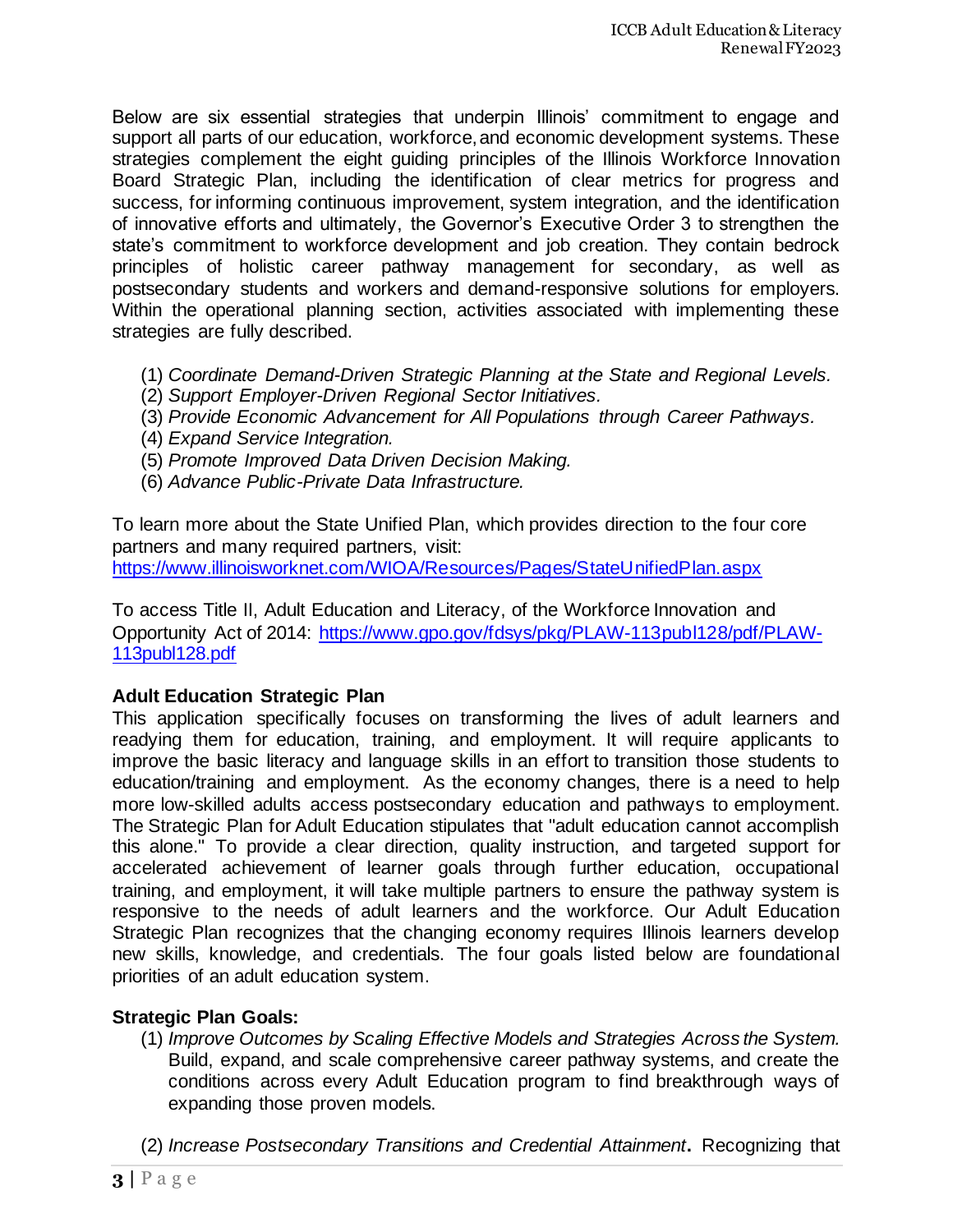Below are six essential strategies that underpin Illinois' commitment to engage and support all parts of our education, workforce, and economic development systems. These strategies complement the eight guiding principles of the Illinois Workforce Innovation Board Strategic Plan, including the identification of clear metrics for progress and success, for informing continuous improvement, system integration, and the identification of innovative efforts and ultimately, the Governor's Executive Order 3 to strengthen the state's commitment to workforce development and job creation. They contain bedrock principles of holistic career pathway management for secondary, as well as postsecondary students and workers and demand-responsive solutions for employers. Within the operational planning section, activities associated with implementing these strategies are fully described.

(1) *Coordinate Demand-Driven Strategic Planning at the State and Regional Levels.*
(2) *Support Employer-Driven Regional Sector Initiatives.*
(3) *Provide Economic Advancement for All Populations through Career Pathways.*
(4) *Expand Service Integration.*
(5) *Promote Improved Data Driven Decision Making.*
(6) *Advance Public-Private Data Infrastructure.*

To learn more about the State Unified Plan, which provides direction to the four core partners and many required partners, visit: https://www.illinoisworknet.com/WIOA/Resources/Pages/StateUnifiedPlan.aspx

To access Title II, Adult Education and Literacy, of the Workforce Innovation and Opportunity Act of 2014: https://www.gpo.gov/fdsys/pkg/PLAW-113publ128/pdf/PLAW-113publ128.pdf

**Adult Education Strategic Plan**

This application specifically focuses on transforming the lives of adult learners and readying them for education, training, and employment. It will require applicants to improve the basic literacy and language skills in an effort to transition those students to education/training and employment. As the economy changes, there is a need to help more low-skilled adults access postsecondary education and pathways to employment. The Strategic Plan for Adult Education stipulates that "adult education cannot accomplish this alone." To provide a clear direction, quality instruction, and targeted support for accelerated achievement of learner goals through further education, occupational training, and employment, it will take multiple partners to ensure the pathway system is responsive to the needs of adult learners and the workforce. Our Adult Education Strategic Plan recognizes that the changing economy requires Illinois learners develop new skills, knowledge, and credentials. The four goals listed below are foundational priorities of an adult education system.

**Strategic Plan Goals:**

(1) *Improve Outcomes by Scaling Effective Models and Strategies Across the System.* Build, expand, and scale comprehensive career pathway systems, and create the conditions across every Adult Education program to find breakthrough ways of expanding those proven models.

(2) *Increase Postsecondary Transitions and Credential Attainment*. Recognizing that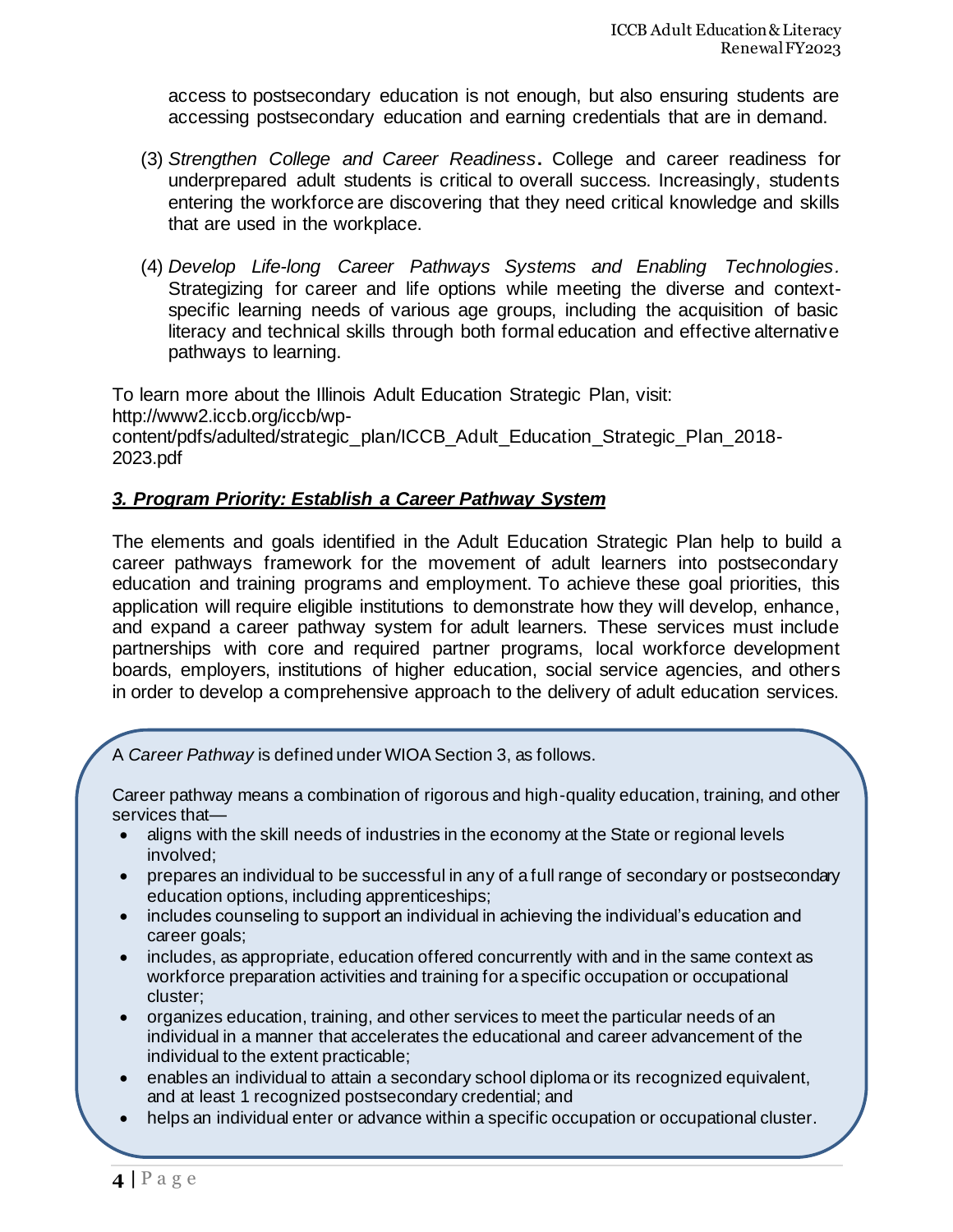access to postsecondary education is not enough, but also ensuring students are accessing postsecondary education and earning credentials that are in demand.

(3) *Strengthen College and Career Readiness***.** College and career readiness for underprepared adult students is critical to overall success. Increasingly, students entering the workforce are discovering that they need critical knowledge and skills that are used in the workplace.

(4) *Develop Life-long Career Pathways Systems and Enabling Technologies*. Strategizing for career and life options while meeting the diverse and context-specific learning needs of various age groups, including the acquisition of basic literacy and technical skills through both formal education and effective alternative pathways to learning.

To learn more about the Illinois Adult Education Strategic Plan, visit: http://www2.iccb.org/iccb/wp-content/pdfs/adulted/strategic_plan/ICCB_Adult_Education_Strategic_Plan_2018-2023.pdf

### ***3. Program Priority: Establish a Career Pathway System***

The elements and goals identified in the Adult Education Strategic Plan help to build a career pathways framework for the movement of adult learners into postsecondary education and training programs and employment. To achieve these goal priorities, this application will require eligible institutions to demonstrate how they will develop, enhance, and expand a career pathway system for adult learners. These services must include partnerships with core and required partner programs, local workforce development boards, employers, institutions of higher education, social service agencies, and others in order to develop a comprehensive approach to the delivery of adult education services.

> A *Career Pathway* is defined under WIOA Section 3, as follows.
>
> Career pathway means a combination of rigorous and high-quality education, training, and other services that—
>
> - aligns with the skill needs of industries in the economy at the State or regional levels involved;
> - prepares an individual to be successful in any of a full range of secondary or postsecondary education options, including apprenticeships;
> - includes counseling to support an individual in achieving the individual's education and career goals;
> - includes, as appropriate, education offered concurrently with and in the same context as workforce preparation activities and training for a specific occupation or occupational cluster;
> - organizes education, training, and other services to meet the particular needs of an individual in a manner that accelerates the educational and career advancement of the individual to the extent practicable;
> - enables an individual to attain a secondary school diploma or its recognized equivalent, and at least 1 recognized postsecondary credential; and
> - helps an individual enter or advance within a specific occupation or occupational cluster.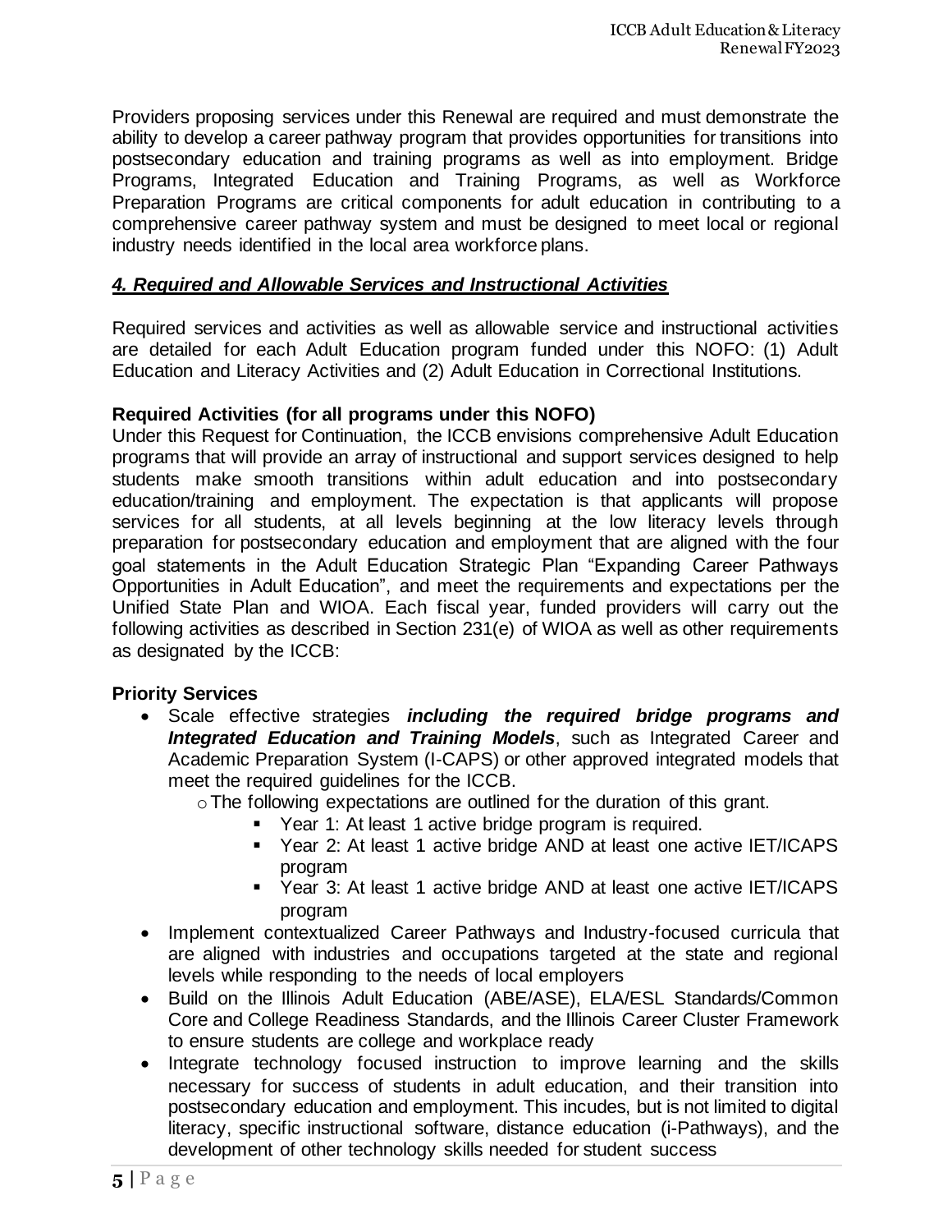Providers proposing services under this Renewal are required and must demonstrate the ability to develop a career pathway program that provides opportunities for transitions into postsecondary education and training programs as well as into employment. Bridge Programs, Integrated Education and Training Programs, as well as Workforce Preparation Programs are critical components for adult education in contributing to a comprehensive career pathway system and must be designed to meet local or regional industry needs identified in the local area workforce plans.

## *4. Required and Allowable Services and Instructional Activities*

Required services and activities as well as allowable service and instructional activities are detailed for each Adult Education program funded under this NOFO: (1) Adult Education and Literacy Activities and (2) Adult Education in Correctional Institutions.

**Required Activities (for all programs under this NOFO)**

Under this Request for Continuation, the ICCB envisions comprehensive Adult Education programs that will provide an array of instructional and support services designed to help students make smooth transitions within adult education and into postsecondary education/training and employment. The expectation is that applicants will propose services for all students, at all levels beginning at the low literacy levels through preparation for postsecondary education and employment that are aligned with the four goal statements in the Adult Education Strategic Plan "Expanding Career Pathways Opportunities in Adult Education", and meet the requirements and expectations per the Unified State Plan and WIOA. Each fiscal year, funded providers will carry out the following activities as described in Section 231(e) of WIOA as well as other requirements as designated by the ICCB:

**Priority Services**

- Scale effective strategies ***including the required bridge programs and Integrated Education and Training Models***, such as Integrated Career and Academic Preparation System (I-CAPS) or other approved integrated models that meet the required guidelines for the ICCB.
  - The following expectations are outlined for the duration of this grant.
    - Year 1: At least 1 active bridge program is required.
    - Year 2: At least 1 active bridge AND at least one active IET/ICAPS program
    - Year 3: At least 1 active bridge AND at least one active IET/ICAPS program
- Implement contextualized Career Pathways and Industry-focused curricula that are aligned with industries and occupations targeted at the state and regional levels while responding to the needs of local employers
- Build on the Illinois Adult Education (ABE/ASE), ELA/ESL Standards/Common Core and College Readiness Standards, and the Illinois Career Cluster Framework to ensure students are college and workplace ready
- Integrate technology focused instruction to improve learning and the skills necessary for success of students in adult education, and their transition into postsecondary education and employment. This incudes, but is not limited to digital literacy, specific instructional software, distance education (i-Pathways), and the development of other technology skills needed for student success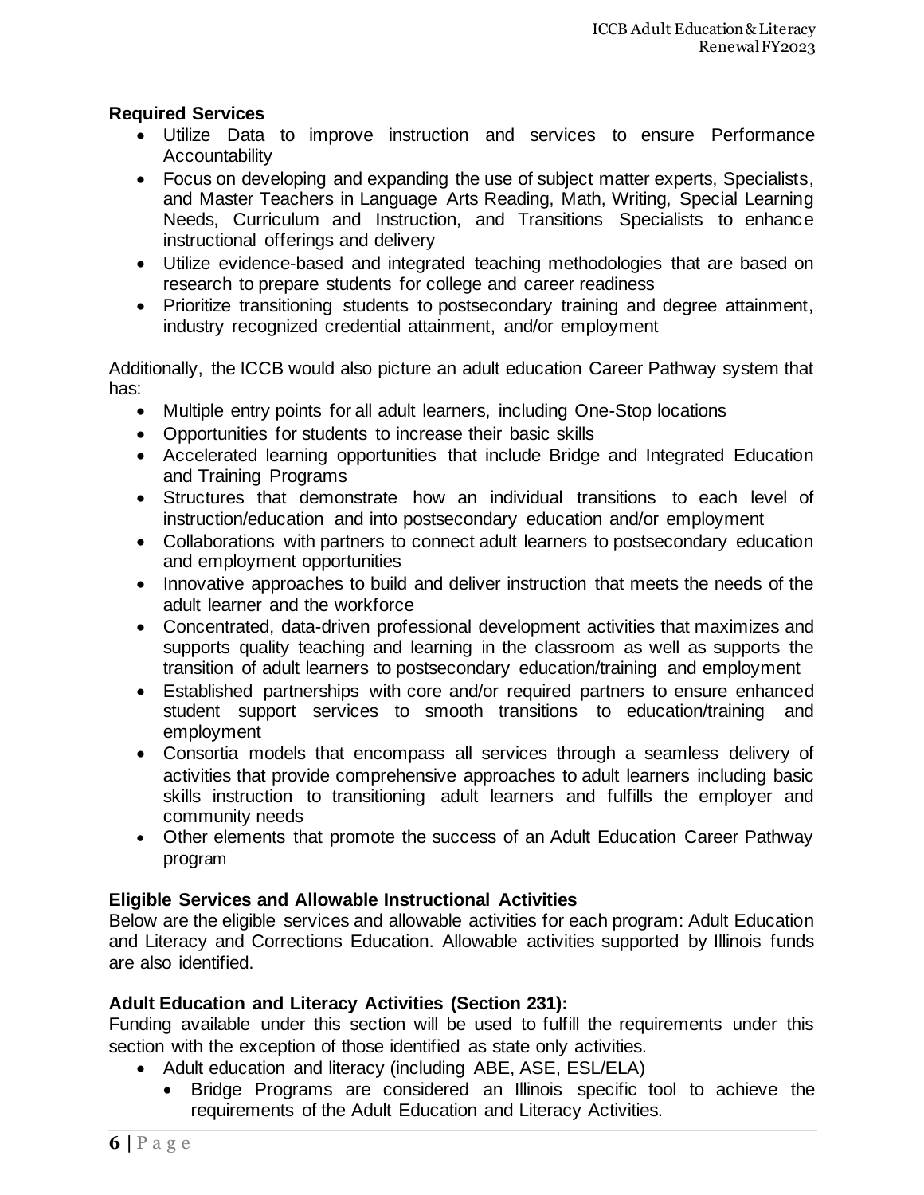**Required Services**

- Utilize Data to improve instruction and services to ensure Performance Accountability
- Focus on developing and expanding the use of subject matter experts, Specialists, and Master Teachers in Language Arts Reading, Math, Writing, Special Learning Needs, Curriculum and Instruction, and Transitions Specialists to enhance instructional offerings and delivery
- Utilize evidence-based and integrated teaching methodologies that are based on research to prepare students for college and career readiness
- Prioritize transitioning students to postsecondary training and degree attainment, industry recognized credential attainment, and/or employment

Additionally, the ICCB would also picture an adult education Career Pathway system that has:

- Multiple entry points for all adult learners, including One-Stop locations
- Opportunities for students to increase their basic skills
- Accelerated learning opportunities that include Bridge and Integrated Education and Training Programs
- Structures that demonstrate how an individual transitions to each level of instruction/education and into postsecondary education and/or employment
- Collaborations with partners to connect adult learners to postsecondary education and employment opportunities
- Innovative approaches to build and deliver instruction that meets the needs of the adult learner and the workforce
- Concentrated, data-driven professional development activities that maximizes and supports quality teaching and learning in the classroom as well as supports the transition of adult learners to postsecondary education/training and employment
- Established partnerships with core and/or required partners to ensure enhanced student support services to smooth transitions to education/training and employment
- Consortia models that encompass all services through a seamless delivery of activities that provide comprehensive approaches to adult learners including basic skills instruction to transitioning adult learners and fulfills the employer and community needs
- Other elements that promote the success of an Adult Education Career Pathway program

**Eligible Services and Allowable Instructional Activities**

Below are the eligible services and allowable activities for each program: Adult Education and Literacy and Corrections Education. Allowable activities supported by Illinois funds are also identified.

**Adult Education and Literacy Activities (Section 231):**

Funding available under this section will be used to fulfill the requirements under this section with the exception of those identified as state only activities.

- Adult education and literacy (including ABE, ASE, ESL/ELA)
  - Bridge Programs are considered an Illinois specific tool to achieve the requirements of the Adult Education and Literacy Activities.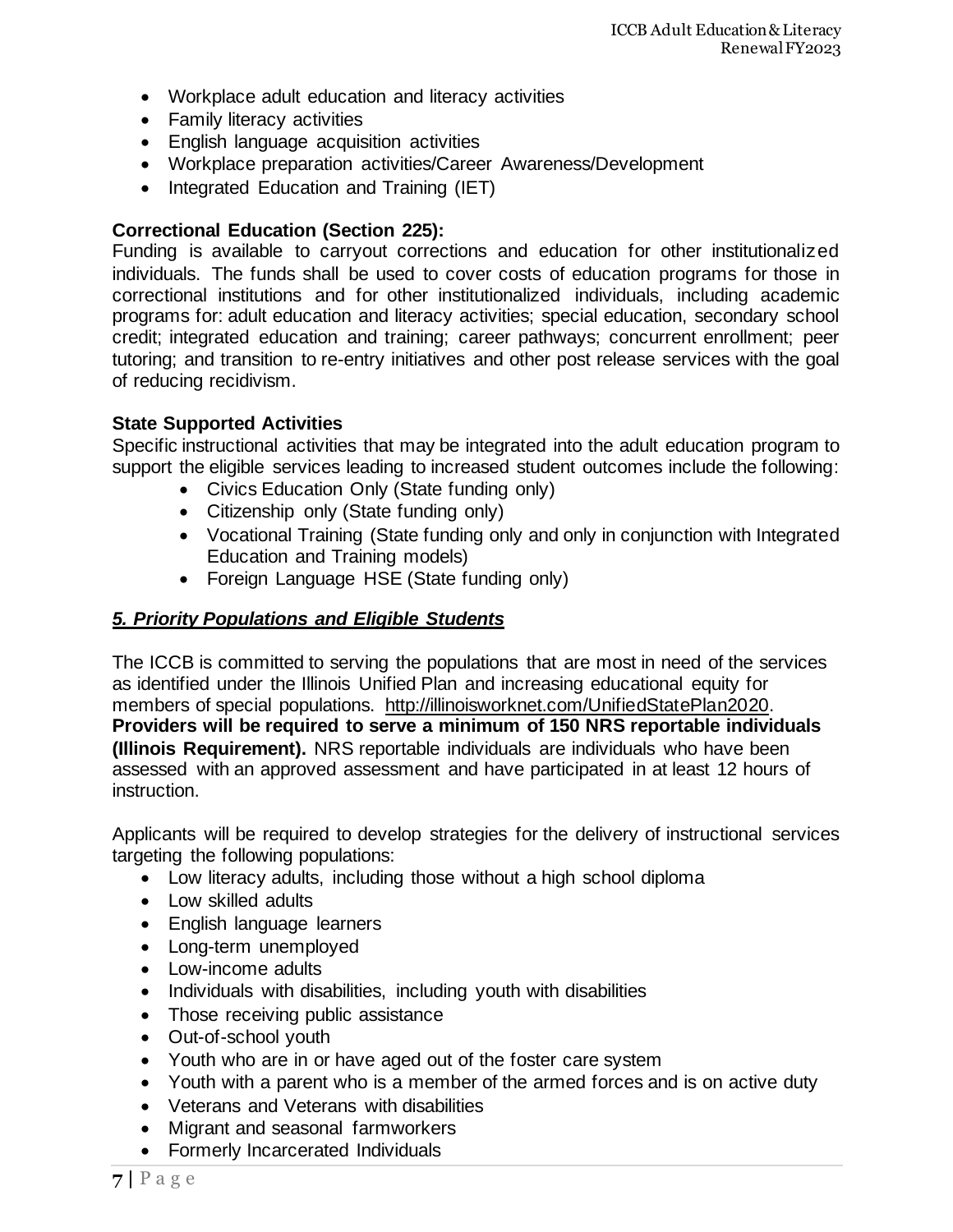- Workplace adult education and literacy activities
- Family literacy activities
- English language acquisition activities
- Workplace preparation activities/Career Awareness/Development
- Integrated Education and Training (IET)

**Correctional Education (Section 225):**
Funding is available to carryout corrections and education for other institutionalized individuals. The funds shall be used to cover costs of education programs for those in correctional institutions and for other institutionalized individuals, including academic programs for: adult education and literacy activities; special education, secondary school credit; integrated education and training; career pathways; concurrent enrollment; peer tutoring; and transition to re-entry initiatives and other post release services with the goal of reducing recidivism.

**State Supported Activities**
Specific instructional activities that may be integrated into the adult education program to support the eligible services leading to increased student outcomes include the following:

- Civics Education Only (State funding only)
- Citizenship only (State funding only)
- Vocational Training (State funding only and only in conjunction with Integrated Education and Training models)
- Foreign Language HSE (State funding only)

## ***5. Priority Populations and Eligible Students***

The ICCB is committed to serving the populations that are most in need of the services as identified under the Illinois Unified Plan and increasing educational equity for members of special populations. http://illinoisworknet.com/UnifiedStatePlan2020. **Providers will be required to serve a minimum of 150 NRS reportable individuals (Illinois Requirement).** NRS reportable individuals are individuals who have been assessed with an approved assessment and have participated in at least 12 hours of instruction.

Applicants will be required to develop strategies for the delivery of instructional services targeting the following populations:

- Low literacy adults, including those without a high school diploma
- Low skilled adults
- English language learners
- Long-term unemployed
- Low-income adults
- Individuals with disabilities, including youth with disabilities
- Those receiving public assistance
- Out-of-school youth
- Youth who are in or have aged out of the foster care system
- Youth with a parent who is a member of the armed forces and is on active duty
- Veterans and Veterans with disabilities
- Migrant and seasonal farmworkers
- Formerly Incarcerated Individuals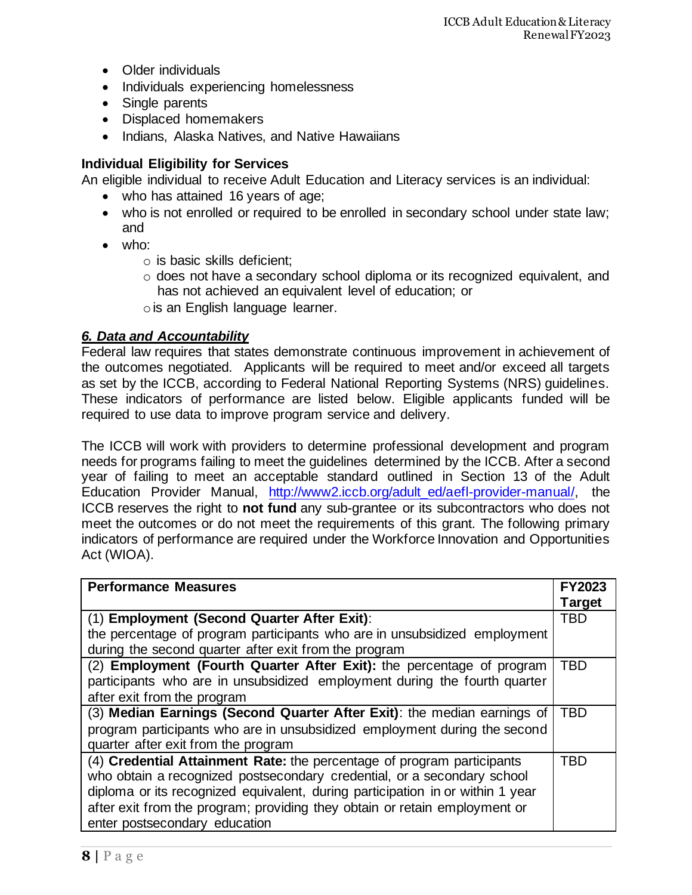- Older individuals
- Individuals experiencing homelessness
- Single parents
- Displaced homemakers
- Indians, Alaska Natives, and Native Hawaiians

**Individual Eligibility for Services**

An eligible individual to receive Adult Education and Literacy services is an individual:

- who has attained 16 years of age;
- who is not enrolled or required to be enrolled in secondary school under state law; and
- who:
  - is basic skills deficient;
  - does not have a secondary school diploma or its recognized equivalent, and has not achieved an equivalent level of education; or
  - is an English language learner.

***6. Data and Accountability***

Federal law requires that states demonstrate continuous improvement in achievement of the outcomes negotiated. Applicants will be required to meet and/or exceed all targets as set by the ICCB, according to Federal National Reporting Systems (NRS) guidelines. These indicators of performance are listed below. Eligible applicants funded will be required to use data to improve program service and delivery.

The ICCB will work with providers to determine professional development and program needs for programs failing to meet the guidelines determined by the ICCB. After a second year of failing to meet an acceptable standard outlined in Section 13 of the Adult Education Provider Manual, http://www2.iccb.org/adult_ed/aefl-provider-manual/, the ICCB reserves the right to **not fund** any sub-grantee or its subcontractors who does not meet the outcomes or do not meet the requirements of this grant. The following primary indicators of performance are required under the Workforce Innovation and Opportunities Act (WIOA).

| **Performance Measures** | **FY2023 Target** |
|---|---|
| (1) **Employment (Second Quarter After Exit)**: the percentage of program participants who are in unsubsidized employment during the second quarter after exit from the program | TBD |
| (2) **Employment (Fourth Quarter After Exit):** the percentage of program participants who are in unsubsidized employment during the fourth quarter after exit from the program | TBD |
| (3) **Median Earnings (Second Quarter After Exit)**: the median earnings of program participants who are in unsubsidized employment during the second quarter after exit from the program | TBD |
| (4) **Credential Attainment Rate:** the percentage of program participants who obtain a recognized postsecondary credential, or a secondary school diploma or its recognized equivalent, during participation in or within 1 year after exit from the program; providing they obtain or retain employment or enter postsecondary education | TBD |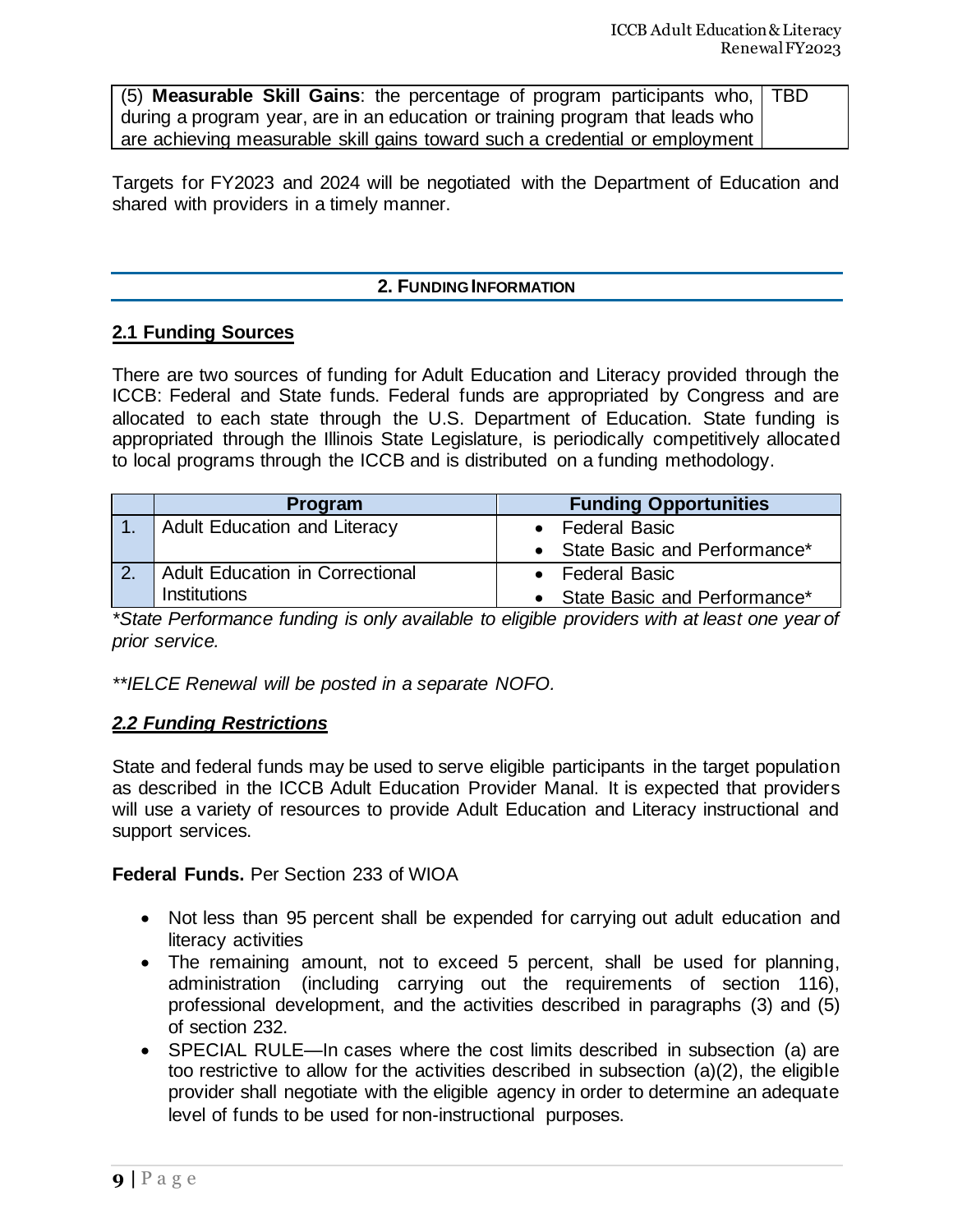| (5) **Measurable Skill Gains**: the percentage of program participants who, during a program year, are in an education or training program that leads who are achieving measurable skill gains toward such a credential or employment | TBD |
|---|---|

Targets for FY2023 and 2024 will be negotiated with the Department of Education and shared with providers in a timely manner.

## 2. FUNDING INFORMATION

### 2.1 Funding Sources

There are two sources of funding for Adult Education and Literacy provided through the ICCB: Federal and State funds. Federal funds are appropriated by Congress and are allocated to each state through the U.S. Department of Education. State funding is appropriated through the Illinois State Legislature, is periodically competitively allocated to local programs through the ICCB and is distributed on a funding methodology.

| | Program | Funding Opportunities |
|---|---|---|
| 1. | Adult Education and Literacy | • Federal Basic<br>• State Basic and Performance* |
| 2. | Adult Education in Correctional Institutions | • Federal Basic<br>• State Basic and Performance* |

*\*State Performance funding is only available to eligible providers with at least one year of prior service.*

*\*\*IELCE Renewal will be posted in a separate NOFO.*

### *2.2 Funding Restrictions*

State and federal funds may be used to serve eligible participants in the target population as described in the ICCB Adult Education Provider Manal. It is expected that providers will use a variety of resources to provide Adult Education and Literacy instructional and support services.

**Federal Funds.** Per Section 233 of WIOA

- Not less than 95 percent shall be expended for carrying out adult education and literacy activities
- The remaining amount, not to exceed 5 percent, shall be used for planning, administration (including carrying out the requirements of section 116), professional development, and the activities described in paragraphs (3) and (5) of section 232.
- SPECIAL RULE—In cases where the cost limits described in subsection (a) are too restrictive to allow for the activities described in subsection (a)(2), the eligible provider shall negotiate with the eligible agency in order to determine an adequate level of funds to be used for non-instructional purposes.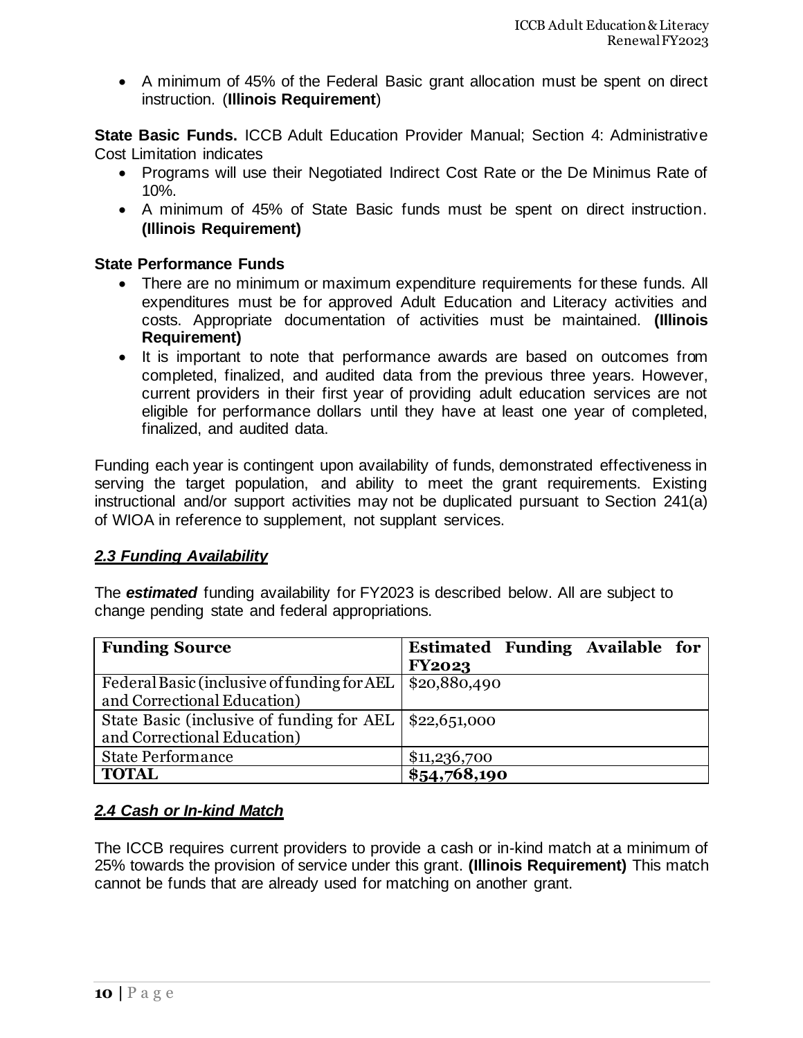- A minimum of 45% of the Federal Basic grant allocation must be spent on direct instruction. (**Illinois Requirement**)

**State Basic Funds.** ICCB Adult Education Provider Manual; Section 4: Administrative Cost Limitation indicates

- Programs will use their Negotiated Indirect Cost Rate or the De Minimus Rate of 10%.
- A minimum of 45% of State Basic funds must be spent on direct instruction. **(Illinois Requirement)**

**State Performance Funds**

- There are no minimum or maximum expenditure requirements for these funds. All expenditures must be for approved Adult Education and Literacy activities and costs. Appropriate documentation of activities must be maintained. **(Illinois Requirement)**
- It is important to note that performance awards are based on outcomes from completed, finalized, and audited data from the previous three years. However, current providers in their first year of providing adult education services are not eligible for performance dollars until they have at least one year of completed, finalized, and audited data.

Funding each year is contingent upon availability of funds, demonstrated effectiveness in serving the target population, and ability to meet the grant requirements. Existing instructional and/or support activities may not be duplicated pursuant to Section 241(a) of WIOA in reference to supplement, not supplant services.

## ***2.3 Funding Availability***

The ***estimated*** funding availability for FY2023 is described below. All are subject to change pending state and federal appropriations.

| **Funding Source** | **Estimated Funding Available for FY2023** |
|---|---|
| Federal Basic (inclusive of funding for AEL and Correctional Education) | $20,880,490 |
| State Basic (inclusive of funding for AEL and Correctional Education) | $22,651,000 |
| State Performance | $11,236,700 |
| **TOTAL** | **$54,768,190** |

## ***2.4 Cash or In-kind Match***

The ICCB requires current providers to provide a cash or in-kind match at a minimum of 25% towards the provision of service under this grant. **(Illinois Requirement)** This match cannot be funds that are already used for matching on another grant.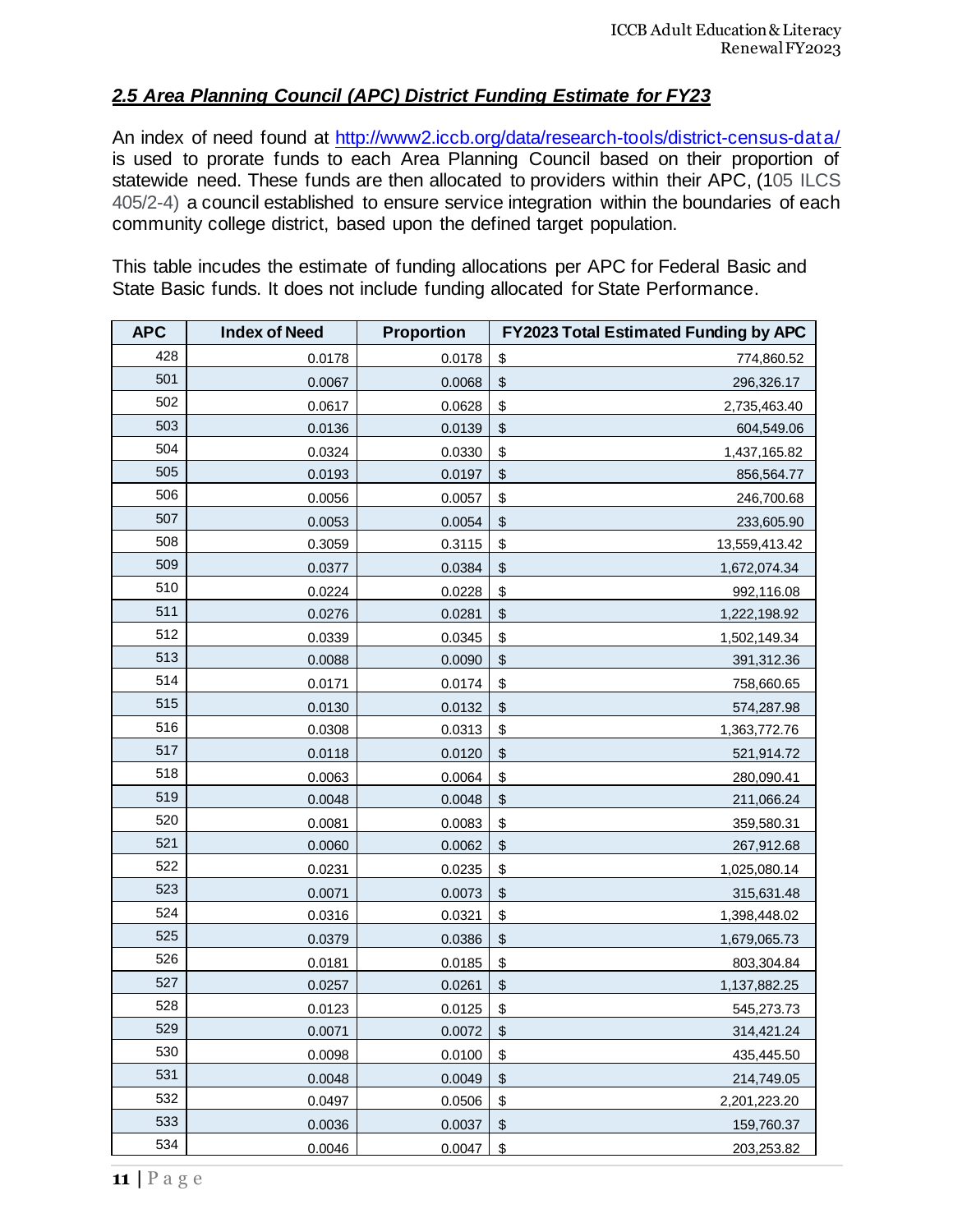## *2.5 Area Planning Council (APC) District Funding Estimate for FY23*

An index of need found at [http://www2.iccb.org/data/research-tools/district-census-data/](http://www2.iccb.org/data/research-tools/district-census-data/) is used to prorate funds to each Area Planning Council based on their proportion of statewide need. These funds are then allocated to providers within their APC, (105 ILCS 405/2-4) a council established to ensure service integration within the boundaries of each community college district, based upon the defined target population.

This table incudes the estimate of funding allocations per APC for Federal Basic and State Basic funds. It does not include funding allocated for State Performance.

| APC | Index of Need | Proportion | FY2023 Total Estimated Funding by APC |
|---|---|---|---|
| 428 | 0.0178 | 0.0178 | $ 774,860.52 |
| 501 | 0.0067 | 0.0068 | $ 296,326.17 |
| 502 | 0.0617 | 0.0628 | $ 2,735,463.40 |
| 503 | 0.0136 | 0.0139 | $ 604,549.06 |
| 504 | 0.0324 | 0.0330 | $ 1,437,165.82 |
| 505 | 0.0193 | 0.0197 | $ 856,564.77 |
| 506 | 0.0056 | 0.0057 | $ 246,700.68 |
| 507 | 0.0053 | 0.0054 | $ 233,605.90 |
| 508 | 0.3059 | 0.3115 | $ 13,559,413.42 |
| 509 | 0.0377 | 0.0384 | $ 1,672,074.34 |
| 510 | 0.0224 | 0.0228 | $ 992,116.08 |
| 511 | 0.0276 | 0.0281 | $ 1,222,198.92 |
| 512 | 0.0339 | 0.0345 | $ 1,502,149.34 |
| 513 | 0.0088 | 0.0090 | $ 391,312.36 |
| 514 | 0.0171 | 0.0174 | $ 758,660.65 |
| 515 | 0.0130 | 0.0132 | $ 574,287.98 |
| 516 | 0.0308 | 0.0313 | $ 1,363,772.76 |
| 517 | 0.0118 | 0.0120 | $ 521,914.72 |
| 518 | 0.0063 | 0.0064 | $ 280,090.41 |
| 519 | 0.0048 | 0.0048 | $ 211,066.24 |
| 520 | 0.0081 | 0.0083 | $ 359,580.31 |
| 521 | 0.0060 | 0.0062 | $ 267,912.68 |
| 522 | 0.0231 | 0.0235 | $ 1,025,080.14 |
| 523 | 0.0071 | 0.0073 | $ 315,631.48 |
| 524 | 0.0316 | 0.0321 | $ 1,398,448.02 |
| 525 | 0.0379 | 0.0386 | $ 1,679,065.73 |
| 526 | 0.0181 | 0.0185 | $ 803,304.84 |
| 527 | 0.0257 | 0.0261 | $ 1,137,882.25 |
| 528 | 0.0123 | 0.0125 | $ 545,273.73 |
| 529 | 0.0071 | 0.0072 | $ 314,421.24 |
| 530 | 0.0098 | 0.0100 | $ 435,445.50 |
| 531 | 0.0048 | 0.0049 | $ 214,749.05 |
| 532 | 0.0497 | 0.0506 | $ 2,201,223.20 |
| 533 | 0.0036 | 0.0037 | $ 159,760.37 |
| 534 | 0.0046 | 0.0047 | $ 203,253.82 |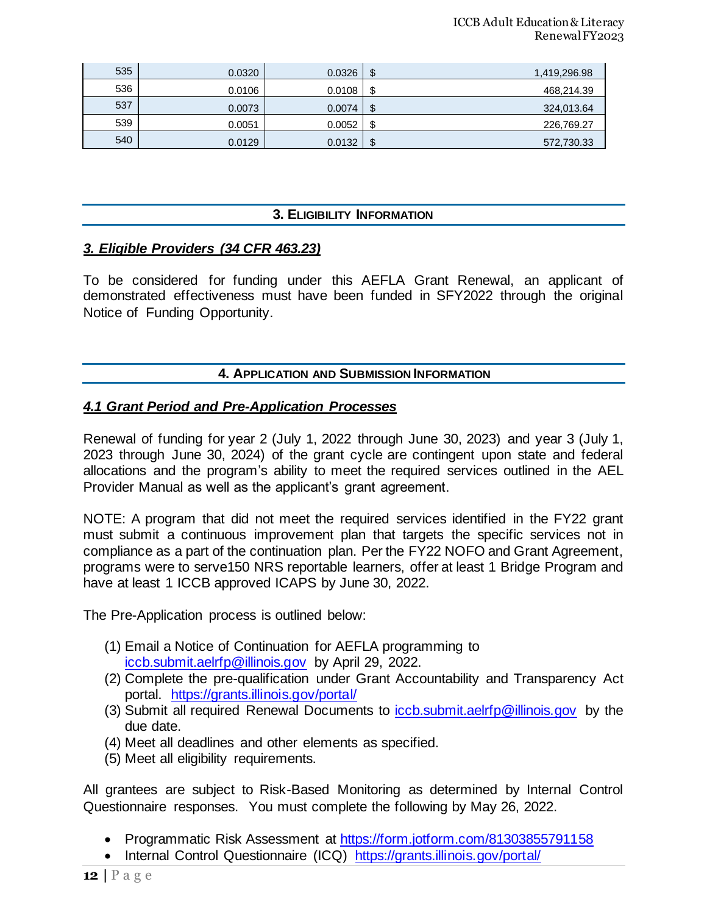| | | | |
|---|---|---|---|
| 535 | 0.0320 | 0.0326 | $ 1,419,296.98 |
| 536 | 0.0106 | 0.0108 | $ 468,214.39 |
| 537 | 0.0073 | 0.0074 | $ 324,013.64 |
| 539 | 0.0051 | 0.0052 | $ 226,769.27 |
| 540 | 0.0129 | 0.0132 | $ 572,730.33 |

## 3. ELIGIBILITY INFORMATION

### *3. Eligible Providers (34 CFR 463.23)*

To be considered for funding under this AEFLA Grant Renewal, an applicant of demonstrated effectiveness must have been funded in SFY2022 through the original Notice of Funding Opportunity.

## 4. APPLICATION AND SUBMISSION INFORMATION

### *4.1 Grant Period and Pre-Application Processes*

Renewal of funding for year 2 (July 1, 2022 through June 30, 2023) and year 3 (July 1, 2023 through June 30, 2024) of the grant cycle are contingent upon state and federal allocations and the program's ability to meet the required services outlined in the AEL Provider Manual as well as the applicant's grant agreement.

NOTE: A program that did not meet the required services identified in the FY22 grant must submit a continuous improvement plan that targets the specific services not in compliance as a part of the continuation plan. Per the FY22 NOFO and Grant Agreement, programs were to serve150 NRS reportable learners, offer at least 1 Bridge Program and have at least 1 ICCB approved ICAPS by June 30, 2022.

The Pre-Application process is outlined below:

(1) Email a Notice of Continuation for AEFLA programming to iccb.submit.aelrfp@illinois.gov by April 29, 2022.
(2) Complete the pre-qualification under Grant Accountability and Transparency Act portal. https://grants.illinois.gov/portal/
(3) Submit all required Renewal Documents to iccb.submit.aelrfp@illinois.gov by the due date.
(4) Meet all deadlines and other elements as specified.
(5) Meet all eligibility requirements.

All grantees are subject to Risk-Based Monitoring as determined by Internal Control Questionnaire responses. You must complete the following by May 26, 2022.

- Programmatic Risk Assessment at https://form.jotform.com/81303855791158
- Internal Control Questionnaire (ICQ) https://grants.illinois.gov/portal/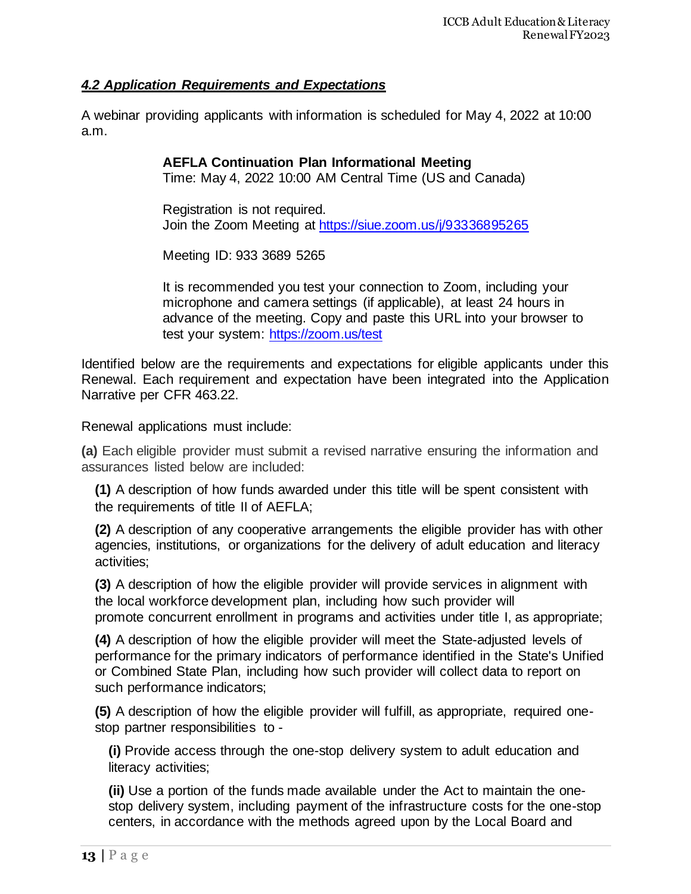### *4.2 Application Requirements and Expectations*

A webinar providing applicants with information is scheduled for May 4, 2022 at 10:00 a.m.

> **AEFLA Continuation Plan Informational Meeting**
> Time: May 4, 2022 10:00 AM Central Time (US and Canada)
>
> Registration is not required.
> Join the Zoom Meeting at https://siue.zoom.us/j/93336895265
>
> Meeting ID: 933 3689 5265
>
> It is recommended you test your connection to Zoom, including your microphone and camera settings (if applicable), at least 24 hours in advance of the meeting. Copy and paste this URL into your browser to test your system: https://zoom.us/test

Identified below are the requirements and expectations for eligible applicants under this Renewal. Each requirement and expectation have been integrated into the Application Narrative per CFR 463.22.

Renewal applications must include:

**(a)** Each eligible provider must submit a revised narrative ensuring the information and assurances listed below are included:

- **(1)** A description of how funds awarded under this title will be spent consistent with the requirements of title II of AEFLA;
- **(2)** A description of any cooperative arrangements the eligible provider has with other agencies, institutions, or organizations for the delivery of adult education and literacy activities;
- **(3)** A description of how the eligible provider will provide services in alignment with the local workforce development plan, including how such provider will promote concurrent enrollment in programs and activities under title I, as appropriate;
- **(4)** A description of how the eligible provider will meet the State-adjusted levels of performance for the primary indicators of performance identified in the State's Unified or Combined State Plan, including how such provider will collect data to report on such performance indicators;
- **(5)** A description of how the eligible provider will fulfill, as appropriate, required one-stop partner responsibilities to -
  - **(i)** Provide access through the one-stop delivery system to adult education and literacy activities;
  - **(ii)** Use a portion of the funds made available under the Act to maintain the one-stop delivery system, including payment of the infrastructure costs for the one-stop centers, in accordance with the methods agreed upon by the Local Board and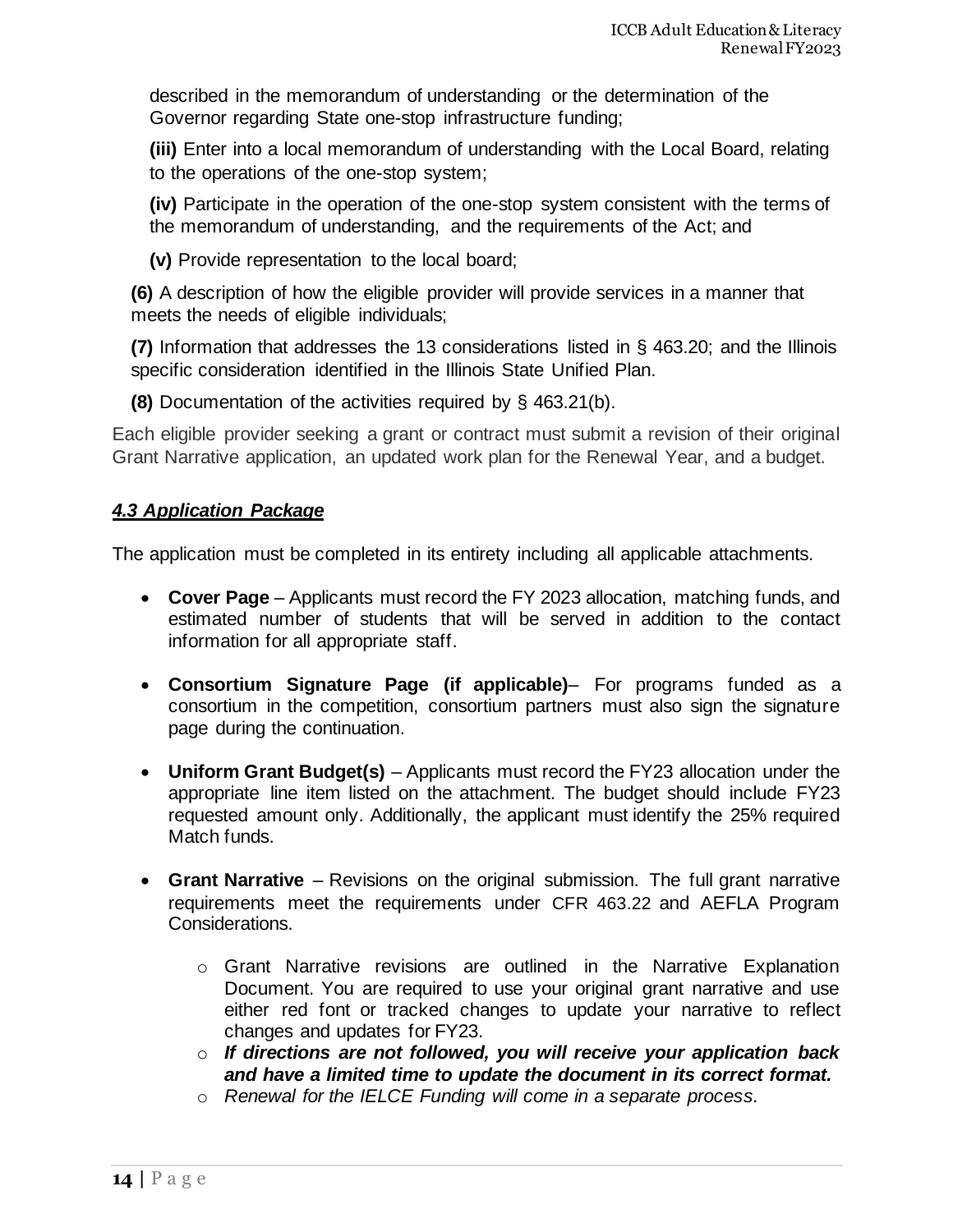described in the memorandum of understanding or the determination of the Governor regarding State one-stop infrastructure funding;

**(iii)** Enter into a local memorandum of understanding with the Local Board, relating to the operations of the one-stop system;

**(iv)** Participate in the operation of the one-stop system consistent with the terms of the memorandum of understanding, and the requirements of the Act; and

**(v)** Provide representation to the local board;

**(6)** A description of how the eligible provider will provide services in a manner that meets the needs of eligible individuals;

**(7)** Information that addresses the 13 considerations listed in § 463.20; and the Illinois specific consideration identified in the Illinois State Unified Plan.

**(8)** Documentation of the activities required by § 463.21(b).

Each eligible provider seeking a grant or contract must submit a revision of their original Grant Narrative application, an updated work plan for the Renewal Year, and a budget.

### ***4.3 Application Package***

The application must be completed in its entirety including all applicable attachments.

- **Cover Page** – Applicants must record the FY 2023 allocation, matching funds, and estimated number of students that will be served in addition to the contact information for all appropriate staff.
- **Consortium Signature Page (if applicable)**– For programs funded as a consortium in the competition, consortium partners must also sign the signature page during the continuation.
- **Uniform Grant Budget(s)** – Applicants must record the FY23 allocation under the appropriate line item listed on the attachment. The budget should include FY23 requested amount only. Additionally, the applicant must identify the 25% required Match funds.
- **Grant Narrative** – Revisions on the original submission. The full grant narrative requirements meet the requirements under CFR 463.22 and AEFLA Program Considerations.
    - Grant Narrative revisions are outlined in the Narrative Explanation Document. You are required to use your original grant narrative and use either red font or tracked changes to update your narrative to reflect changes and updates for FY23.
    - ***If directions are not followed, you will receive your application back and have a limited time to update the document in its correct format.***
    - *Renewal for the IELCE Funding will come in a separate process.*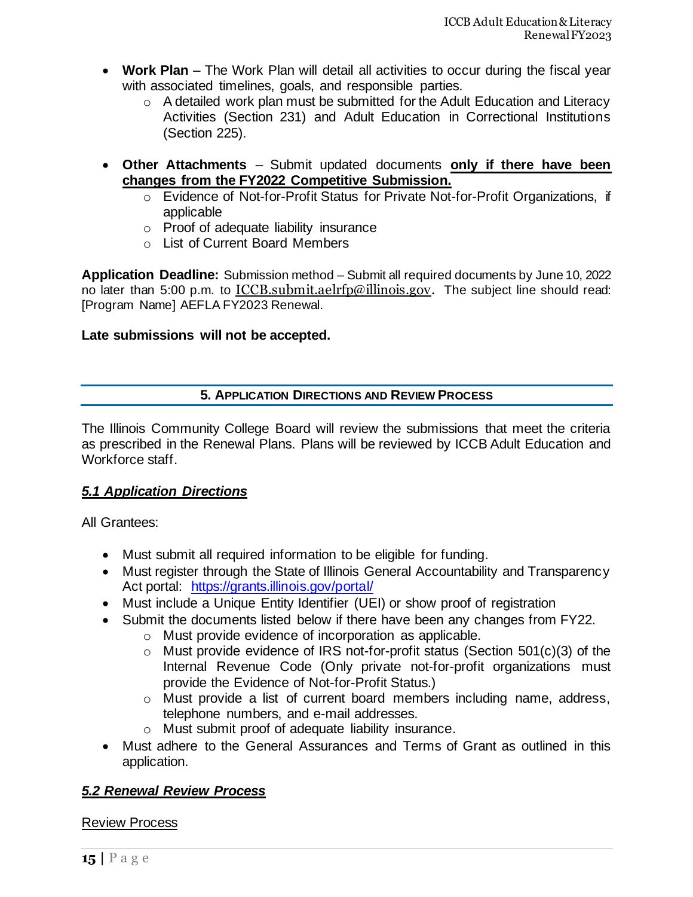- **Work Plan** – The Work Plan will detail all activities to occur during the fiscal year with associated timelines, goals, and responsible parties.
  - A detailed work plan must be submitted for the Adult Education and Literacy Activities (Section 231) and Adult Education in Correctional Institutions (Section 225).

- **Other Attachments** – Submit updated documents **only if there have been changes from the FY2022 Competitive Submission.**
  - Evidence of Not-for-Profit Status for Private Not-for-Profit Organizations, if applicable
  - Proof of adequate liability insurance
  - List of Current Board Members

**Application Deadline:** Submission method – Submit all required documents by June 10, 2022 no later than 5:00 p.m. to ICCB.submit.aelrfp@illinois.gov. The subject line should read: [Program Name] AEFLA FY2023 Renewal.

**Late submissions will not be accepted.**

## 5. Application Directions and Review Process

The Illinois Community College Board will review the submissions that meet the criteria as prescribed in the Renewal Plans. Plans will be reviewed by ICCB Adult Education and Workforce staff.

### *5.1 Application Directions*

All Grantees:

- Must submit all required information to be eligible for funding.
- Must register through the State of Illinois General Accountability and Transparency Act portal: https://grants.illinois.gov/portal/
- Must include a Unique Entity Identifier (UEI) or show proof of registration
- Submit the documents listed below if there have been any changes from FY22.
  - Must provide evidence of incorporation as applicable.
  - Must provide evidence of IRS not-for-profit status (Section 501(c)(3) of the Internal Revenue Code (Only private not-for-profit organizations must provide the Evidence of Not-for-Profit Status.)
  - Must provide a list of current board members including name, address, telephone numbers, and e-mail addresses.
  - Must submit proof of adequate liability insurance.
- Must adhere to the General Assurances and Terms of Grant as outlined in this application.

### *5.2 Renewal Review Process*

Review Process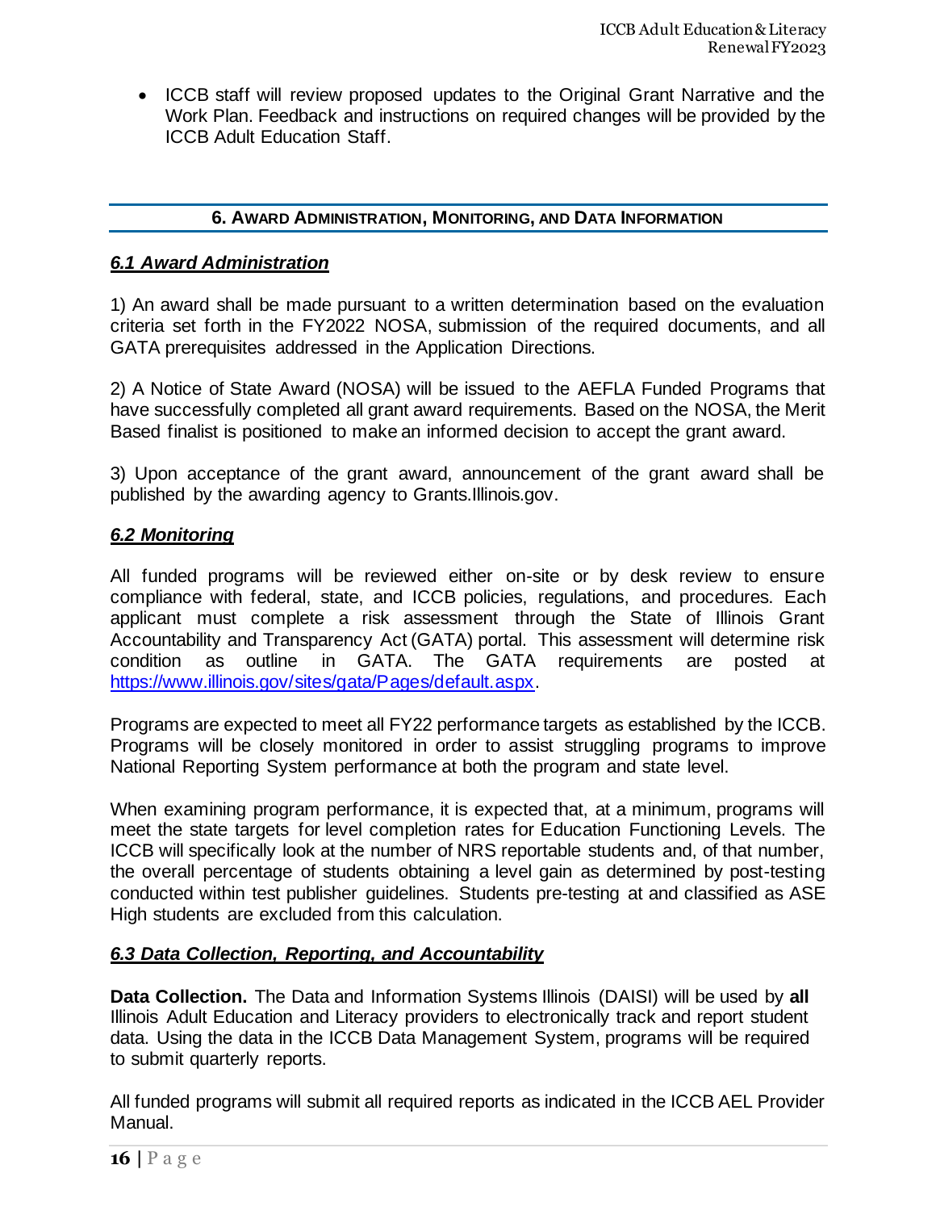- ICCB staff will review proposed updates to the Original Grant Narrative and the Work Plan. Feedback and instructions on required changes will be provided by the ICCB Adult Education Staff.

## 6. Award Administration, Monitoring, and Data Information

### *6.1 Award Administration*

1) An award shall be made pursuant to a written determination based on the evaluation criteria set forth in the FY2022 NOSA, submission of the required documents, and all GATA prerequisites addressed in the Application Directions.

2) A Notice of State Award (NOSA) will be issued to the AEFLA Funded Programs that have successfully completed all grant award requirements. Based on the NOSA, the Merit Based finalist is positioned to make an informed decision to accept the grant award.

3) Upon acceptance of the grant award, announcement of the grant award shall be published by the awarding agency to Grants.Illinois.gov.

### *6.2 Monitoring*

All funded programs will be reviewed either on-site or by desk review to ensure compliance with federal, state, and ICCB policies, regulations, and procedures. Each applicant must complete a risk assessment through the State of Illinois Grant Accountability and Transparency Act (GATA) portal. This assessment will determine risk condition as outline in GATA. The GATA requirements are posted at https://www.illinois.gov/sites/gata/Pages/default.aspx.

Programs are expected to meet all FY22 performance targets as established by the ICCB. Programs will be closely monitored in order to assist struggling programs to improve National Reporting System performance at both the program and state level.

When examining program performance, it is expected that, at a minimum, programs will meet the state targets for level completion rates for Education Functioning Levels. The ICCB will specifically look at the number of NRS reportable students and, of that number, the overall percentage of students obtaining a level gain as determined by post-testing conducted within test publisher guidelines. Students pre-testing at and classified as ASE High students are excluded from this calculation.

### *6.3 Data Collection, Reporting, and Accountability*

**Data Collection.** The Data and Information Systems Illinois (DAISI) will be used by **all** Illinois Adult Education and Literacy providers to electronically track and report student data. Using the data in the ICCB Data Management System, programs will be required to submit quarterly reports.

All funded programs will submit all required reports as indicated in the ICCB AEL Provider Manual.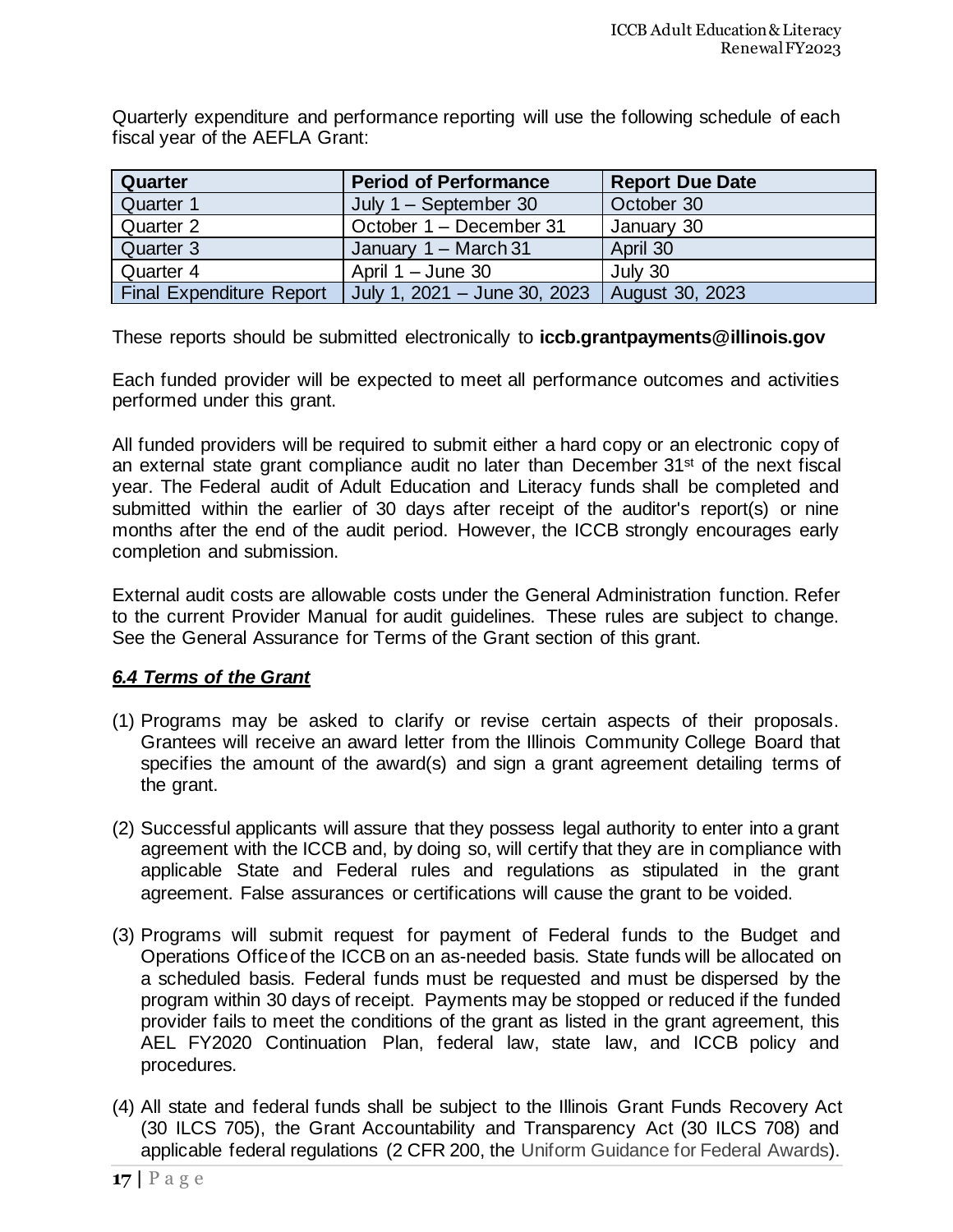Quarterly expenditure and performance reporting will use the following schedule of each fiscal year of the AEFLA Grant:

| Quarter | Period of Performance | Report Due Date |
|---|---|---|
| Quarter 1 | July 1 – September 30 | October 30 |
| Quarter 2 | October 1 – December 31 | January 30 |
| Quarter 3 | January 1 – March 31 | April 30 |
| Quarter 4 | April 1 – June 30 | July 30 |
| Final Expenditure Report | July 1, 2021 – June 30, 2023 | August 30, 2023 |

These reports should be submitted electronically to **iccb.grantpayments@illinois.gov**

Each funded provider will be expected to meet all performance outcomes and activities performed under this grant.

All funded providers will be required to submit either a hard copy or an electronic copy of an external state grant compliance audit no later than December 31st of the next fiscal year. The Federal audit of Adult Education and Literacy funds shall be completed and submitted within the earlier of 30 days after receipt of the auditor's report(s) or nine months after the end of the audit period. However, the ICCB strongly encourages early completion and submission.

External audit costs are allowable costs under the General Administration function. Refer to the current Provider Manual for audit guidelines. These rules are subject to change. See the General Assurance for Terms of the Grant section of this grant.

### *6.4 Terms of the Grant*

(1) Programs may be asked to clarify or revise certain aspects of their proposals. Grantees will receive an award letter from the Illinois Community College Board that specifies the amount of the award(s) and sign a grant agreement detailing terms of the grant.

(2) Successful applicants will assure that they possess legal authority to enter into a grant agreement with the ICCB and, by doing so, will certify that they are in compliance with applicable State and Federal rules and regulations as stipulated in the grant agreement. False assurances or certifications will cause the grant to be voided.

(3) Programs will submit request for payment of Federal funds to the Budget and Operations Office of the ICCB on an as-needed basis. State funds will be allocated on a scheduled basis. Federal funds must be requested and must be dispersed by the program within 30 days of receipt. Payments may be stopped or reduced if the funded provider fails to meet the conditions of the grant as listed in the grant agreement, this AEL FY2020 Continuation Plan, federal law, state law, and ICCB policy and procedures.

(4) All state and federal funds shall be subject to the Illinois Grant Funds Recovery Act (30 ILCS 705), the Grant Accountability and Transparency Act (30 ILCS 708) and applicable federal regulations (2 CFR 200, the Uniform Guidance for Federal Awards).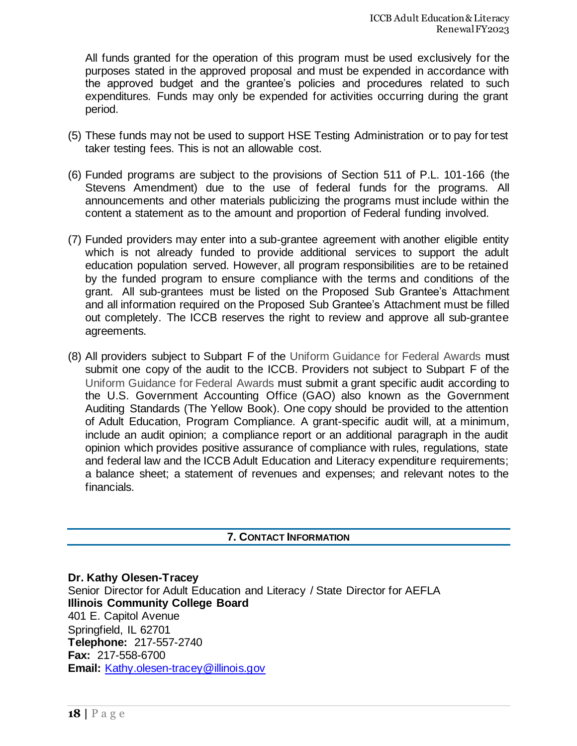All funds granted for the operation of this program must be used exclusively for the purposes stated in the approved proposal and must be expended in accordance with the approved budget and the grantee's policies and procedures related to such expenditures. Funds may only be expended for activities occurring during the grant period.

(5) These funds may not be used to support HSE Testing Administration or to pay for test taker testing fees. This is not an allowable cost.

(6) Funded programs are subject to the provisions of Section 511 of P.L. 101-166 (the Stevens Amendment) due to the use of federal funds for the programs. All announcements and other materials publicizing the programs must include within the content a statement as to the amount and proportion of Federal funding involved.

(7) Funded providers may enter into a sub-grantee agreement with another eligible entity which is not already funded to provide additional services to support the adult education population served. However, all program responsibilities are to be retained by the funded program to ensure compliance with the terms and conditions of the grant. All sub-grantees must be listed on the Proposed Sub Grantee's Attachment and all information required on the Proposed Sub Grantee's Attachment must be filled out completely. The ICCB reserves the right to review and approve all sub-grantee agreements.

(8) All providers subject to Subpart F of the Uniform Guidance for Federal Awards must submit one copy of the audit to the ICCB. Providers not subject to Subpart F of the Uniform Guidance for Federal Awards must submit a grant specific audit according to the U.S. Government Accounting Office (GAO) also known as the Government Auditing Standards (The Yellow Book). One copy should be provided to the attention of Adult Education, Program Compliance. A grant-specific audit will, at a minimum, include an audit opinion; a compliance report or an additional paragraph in the audit opinion which provides positive assurance of compliance with rules, regulations, state and federal law and the ICCB Adult Education and Literacy expenditure requirements; a balance sheet; a statement of revenues and expenses; and relevant notes to the financials.

## 7. Contact Information

**Dr. Kathy Olesen-Tracey**
Senior Director for Adult Education and Literacy / State Director for AEFLA
**Illinois Community College Board**
401 E. Capitol Avenue
Springfield, IL 62701
**Telephone:** 217-557-2740
**Fax:** 217-558-6700
**Email:** Kathy.olesen-tracey@illinois.gov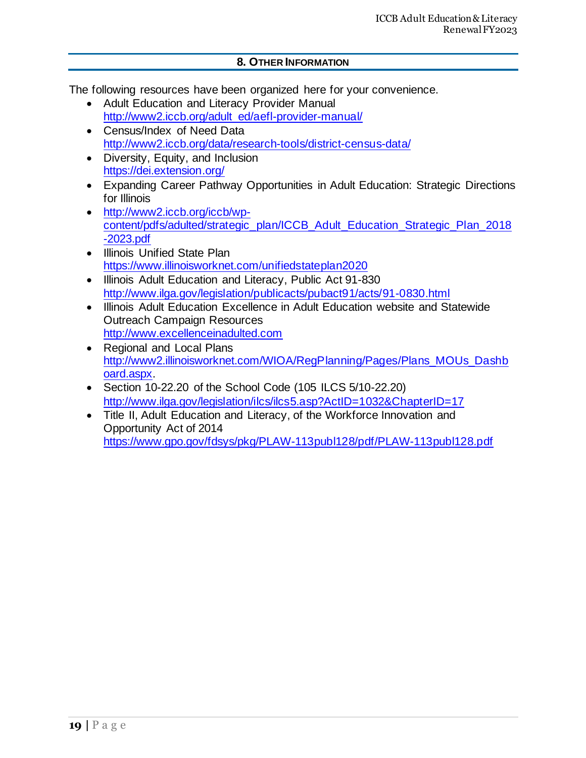## 8. Other Information

The following resources have been organized here for your convenience.

- Adult Education and Literacy Provider Manual
  http://www2.iccb.org/adult_ed/aefl-provider-manual/
- Census/Index of Need Data
  http://www2.iccb.org/data/research-tools/district-census-data/
- Diversity, Equity, and Inclusion
  https://dei.extension.org/
- Expanding Career Pathway Opportunities in Adult Education: Strategic Directions for Illinois
- http://www2.iccb.org/iccb/wp-content/pdfs/adulted/strategic_plan/ICCB_Adult_Education_Strategic_Plan_2018-2023.pdf
- Illinois Unified State Plan
  https://www.illinoisworknet.com/unifiedstateplan2020
- Illinois Adult Education and Literacy, Public Act 91-830
  http://www.ilga.gov/legislation/publicacts/pubact91/acts/91-0830.html
- Illinois Adult Education Excellence in Adult Education website and Statewide Outreach Campaign Resources
  http://www.excellenceinadulted.com
- Regional and Local Plans
  http://www2.illinoisworknet.com/WIOA/RegPlanning/Pages/Plans_MOUs_Dashboard.aspx.
- Section 10-22.20 of the School Code (105 ILCS 5/10-22.20)
  http://www.ilga.gov/legislation/ilcs/ilcs5.asp?ActID=1032&ChapterID=17
- Title II, Adult Education and Literacy, of the Workforce Innovation and Opportunity Act of 2014
  https://www.gpo.gov/fdsys/pkg/PLAW-113publ128/pdf/PLAW-113publ128.pdf